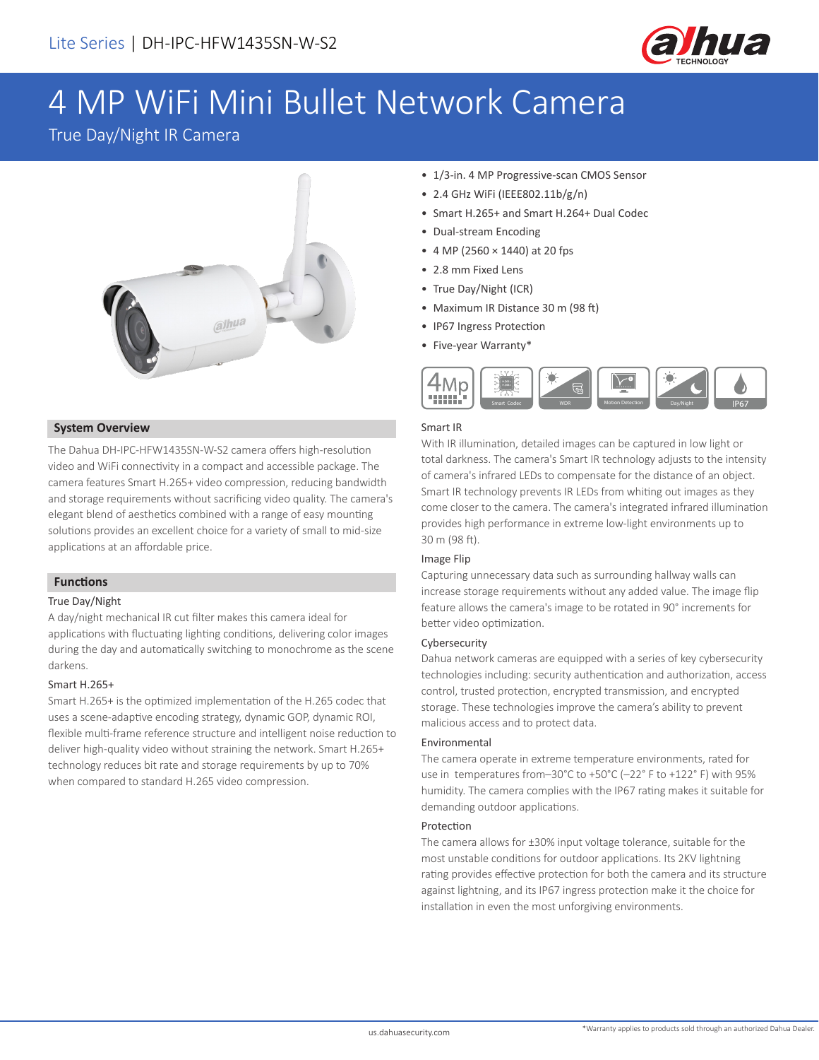Lite Series | DH-IPC-HFW1435SN-W-S2

# 4 MP WiFi Mini Bullet Network Camera

True Day/Night IR Camera

- 1/3-in. 4 MP Progressive-scan CMOS Sensor
- 2.4 GHz WiFi (IEEE802.11b/g/n)
- Smart H.265+ and Smart H.264+ Dual Codec
- Dual-stream Encoding
- 4 MP (2560 × 1440) at 20 fps
- 2.8 mm Fixed Lens
- True Day/Night (ICR)
- Maximum IR Distance 30 m (98 ft)
- IP67 Ingress Protection
- Five-year Warranty*

4Mp | Smart Codec | WDR | Motion Detection | Day/Night | IP67

## System Overview

The Dahua DH-IPC-HFW1435SN-W-S2 camera offers high-resolution video and WiFi connectivity in a compact and accessible package. The camera features Smart H.265+ video compression, reducing bandwidth and storage requirements without sacrificing video quality. The camera's elegant blend of aesthetics combined with a range of easy mounting solutions provides an excellent choice for a variety of small to mid-size applications at an affordable price.

## Functions

### True Day/Night

A day/night mechanical IR cut filter makes this camera ideal for applications with fluctuating lighting conditions, delivering color images during the day and automatically switching to monochrome as the scene darkens.

### Smart H.265+

Smart H.265+ is the optimized implementation of the H.265 codec that uses a scene-adaptive encoding strategy, dynamic GOP, dynamic ROI, flexible multi-frame reference structure and intelligent noise reduction to deliver high-quality video without straining the network. Smart H.265+ technology reduces bit rate and storage requirements by up to 70% when compared to standard H.265 video compression.

### Smart IR

With IR illumination, detailed images can be captured in low light or total darkness. The camera's Smart IR technology adjusts to the intensity of camera's infrared LEDs to compensate for the distance of an object. Smart IR technology prevents IR LEDs from whiting out images as they come closer to the camera. The camera's integrated infrared illumination provides high performance in extreme low-light environments up to 30 m (98 ft).

### Image Flip

Capturing unnecessary data such as surrounding hallway walls can increase storage requirements without any added value. The image flip feature allows the camera's image to be rotated in 90° increments for better video optimization.

### Cybersecurity

Dahua network cameras are equipped with a series of key cybersecurity technologies including: security authentication and authorization, access control, trusted protection, encrypted transmission, and encrypted storage. These technologies improve the camera's ability to prevent malicious access and to protect data.

### Environmental

The camera operate in extreme temperature environments, rated for use in temperatures from–30°C to +50°C (–22° F to +122° F) with 95% humidity. The camera complies with the IP67 rating makes it suitable for demanding outdoor applications.

### Protection

The camera allows for ±30% input voltage tolerance, suitable for the most unstable conditions for outdoor applications. Its 2KV lightning rating provides effective protection for both the camera and its structure against lightning, and its IP67 ingress protection make it the choice for installation in even the most unforgiving environments.

*Warranty applies to products sold through an authorized Dahua Dealer.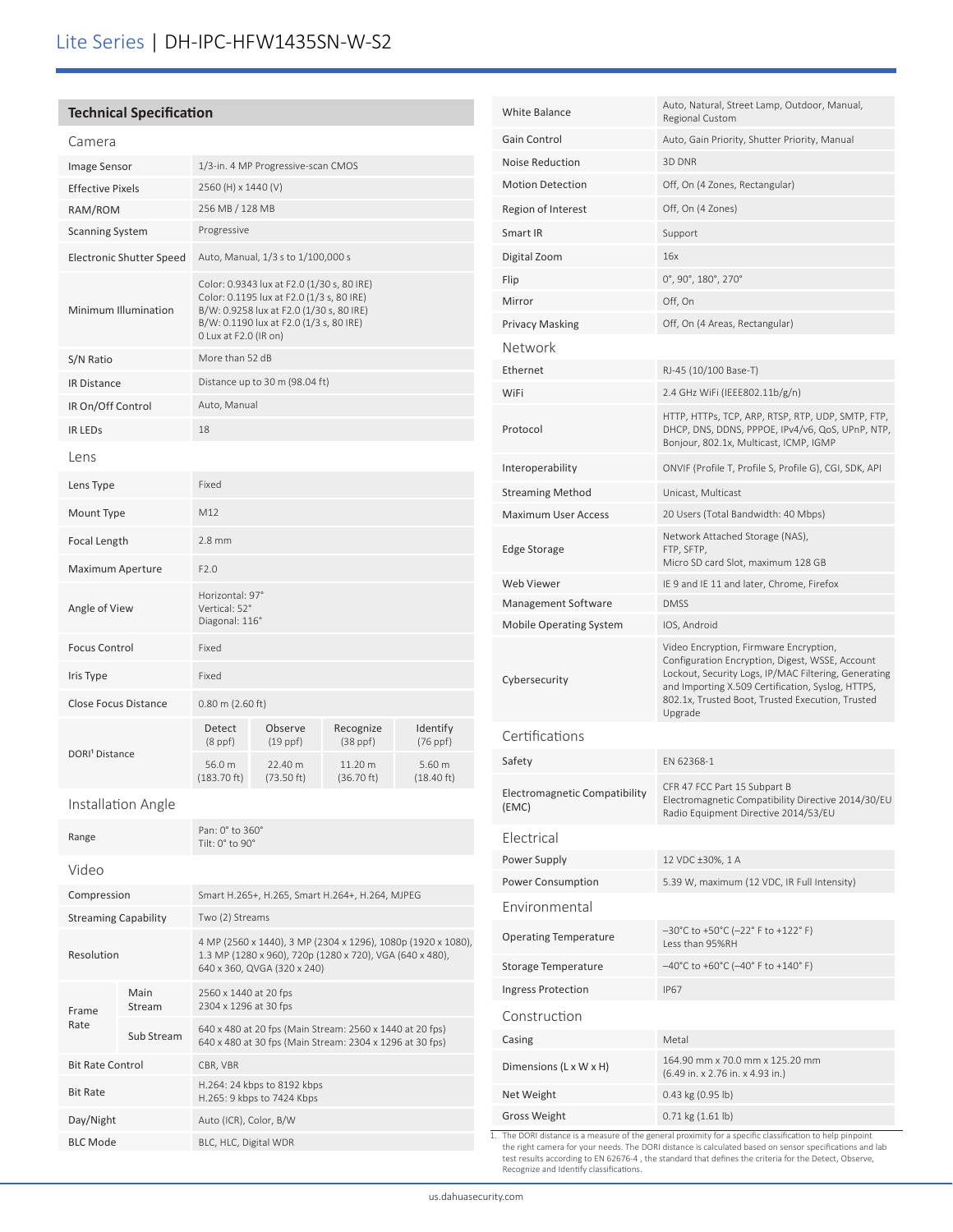# Lite Series | DH-IPC-HFW1435SN-W-S2

## Technical Specification

### Camera

| | |
|---|---|
| Image Sensor | 1/3-in. 4 MP Progressive-scan CMOS |
| Effective Pixels | 2560 (H) x 1440 (V) |
| RAM/ROM | 256 MB / 128 MB |
| Scanning System | Progressive |
| Electronic Shutter Speed | Auto, Manual, 1/3 s to 1/100,000 s |
| Minimum Illumination | Color: 0.9343 lux at F2.0 (1/30 s, 80 IRE)<br>Color: 0.1195 lux at F2.0 (1/3 s, 80 IRE)<br>B/W: 0.9258 lux at F2.0 (1/30 s, 80 IRE)<br>B/W: 0.1190 lux at F2.0 (1/3 s, 80 IRE)<br>0 Lux at F2.0 (IR on) |
| S/N Ratio | More than 52 dB |
| IR Distance | Distance up to 30 m (98.04 ft) |
| IR On/Off Control | Auto, Manual |
| IR LEDs | 18 |

### Lens

| | | | | |
|---|---|---|---|---|
| Lens Type | Fixed | | | |
| Mount Type | M12 | | | |
| Focal Length | 2.8 mm | | | |
| Maximum Aperture | F2.0 | | | |
| Angle of View | Horizontal: 97°<br>Vertical: 52°<br>Diagonal: 116° | | | |
| Focus Control | Fixed | | | |
| Iris Type | Fixed | | | |
| Close Focus Distance | 0.80 m (2.60 ft) | | | |
| DORI[1] Distance | Detect (8 ppf) | Observe (19 ppf) | Recognize (38 ppf) | Identify (76 ppf) |
| | 56.0 m (183.70 ft) | 22.40 m (73.50 ft) | 11.20 m (36.70 ft) | 5.60 m (18.40 ft) |

### Installation Angle

| | |
|---|---|
| Range | Pan: 0° to 360°<br>Tilt: 0° to 90° |

### Video

| | | |
|---|---|---|
| Compression | | Smart H.265+, H.265, Smart H.264+, H.264, MJPEG |
| Streaming Capability | | Two (2) Streams |
| Resolution | | 4 MP (2560 x 1440), 3 MP (2304 x 1296), 1080p (1920 x 1080), 1.3 MP (1280 x 960), 720p (1280 x 720), VGA (640 x 480), 640 x 360, QVGA (320 x 240) |
| Frame Rate | Main Stream | 2560 x 1440 at 20 fps<br>2304 x 1296 at 30 fps |
| | Sub Stream | 640 x 480 at 20 fps (Main Stream: 2560 x 1440 at 20 fps)<br>640 x 480 at 30 fps (Main Stream: 2304 x 1296 at 30 fps) |
| Bit Rate Control | | CBR, VBR |
| Bit Rate | | H.264: 24 kbps to 8192 kbps<br>H.265: 9 kbps to 7424 Kbps |
| Day/Night | | Auto (ICR), Color, B/W |
| BLC Mode | | BLC, HLC, Digital WDR |
| White Balance | | Auto, Natural, Street Lamp, Outdoor, Manual, Regional Custom |
| Gain Control | | Auto, Gain Priority, Shutter Priority, Manual |
| Noise Reduction | | 3D DNR |
| Motion Detection | | Off, On (4 Zones, Rectangular) |
| Region of Interest | | Off, On (4 Zones) |
| Smart IR | | Support |
| Digital Zoom | | 16x |
| Flip | | 0°, 90°, 180°, 270° |
| Mirror | | Off, On |
| Privacy Masking | | Off, On (4 Areas, Rectangular) |

### Network

| | |
|---|---|
| Ethernet | RJ-45 (10/100 Base-T) |
| WiFi | 2.4 GHz WiFi (IEEE802.11b/g/n) |
| Protocol | HTTP, HTTPs, TCP, ARP, RTSP, RTP, UDP, SMTP, FTP, DHCP, DNS, DDNS, PPPOE, IPv4/v6, QoS, UPnP, NTP, Bonjour, 802.1x, Multicast, ICMP, IGMP |
| Interoperability | ONVIF (Profile T, Profile S, Profile G), CGI, SDK, API |
| Streaming Method | Unicast, Multicast |
| Maximum User Access | 20 Users (Total Bandwidth: 40 Mbps) |
| Edge Storage | Network Attached Storage (NAS),<br>FTP, SFTP,<br>Micro SD card Slot, maximum 128 GB |
| Web Viewer | IE 9 and IE 11 and later, Chrome, Firefox |
| Management Software | DMSS |
| Mobile Operating System | IOS, Android |
| Cybersecurity | Video Encryption, Firmware Encryption, Configuration Encryption, Digest, WSSE, Account Lockout, Security Logs, IP/MAC Filtering, Generating and Importing X.509 Certification, Syslog, HTTPS, 802.1x, Trusted Boot, Trusted Execution, Trusted Upgrade |

### Certifications

| | |
|---|---|
| Safety | EN 62368-1 |
| Electromagnetic Compatibility (EMC) | CFR 47 FCC Part 15 Subpart B<br>Electromagnetic Compatibility Directive 2014/30/EU<br>Radio Equipment Directive 2014/53/EU |

### Electrical

| | |
|---|---|
| Power Supply | 12 VDC ±30%, 1 A |
| Power Consumption | 5.39 W, maximum (12 VDC, IR Full Intensity) |

### Environmental

| | |
|---|---|
| Operating Temperature | –30°C to +50°C (–22° F to +122° F)<br>Less than 95%RH |
| Storage Temperature | –40°C to +60°C (–40° F to +140° F) |
| Ingress Protection | IP67 |

### Construction

| | |
|---|---|
| Casing | Metal |
| Dimensions (L x W x H) | 164.90 mm x 70.0 mm x 125.20 mm<br>(6.49 in. x 2.76 in. x 4.93 in.) |
| Net Weight | 0.43 kg (0.95 lb) |
| Gross Weight | 0.71 kg (1.61 lb) |

1. The DORI distance is a measure of the general proximity for a specific classification to help pinpoint the right camera for your needs. The DORI distance is calculated based on sensor specifications and lab test results according to EN 62676-4 , the standard that defines the criteria for the Detect, Observe, Recognize and Identify classifications.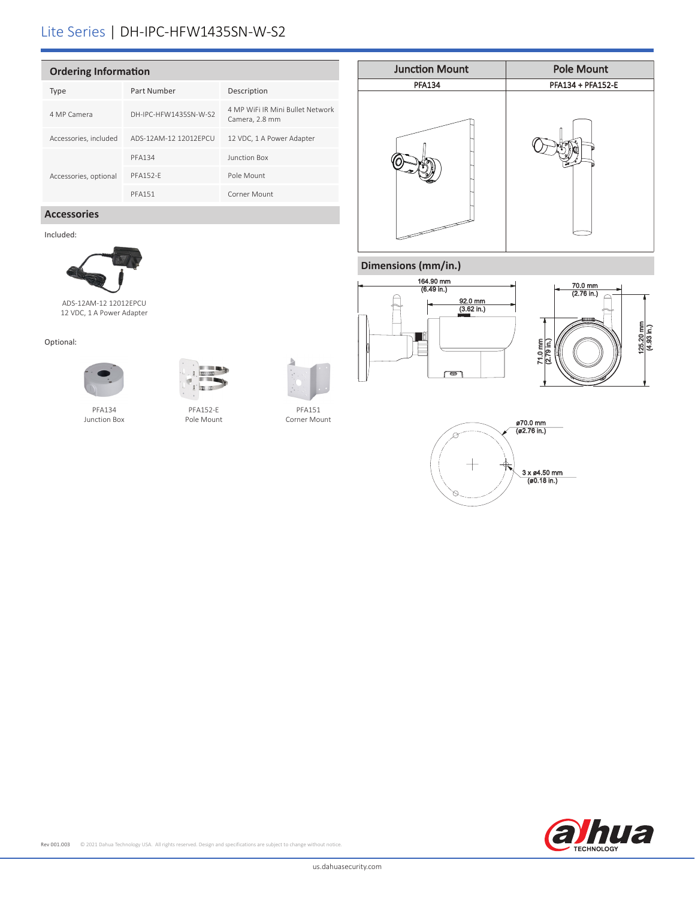# Lite Series | DH-IPC-HFW1435SN-W-S2

## Ordering Information

| Type | Part Number | Description |
|---|---|---|
| 4 MP Camera | DH-IPC-HFW1435SN-W-S2 | 4 MP WiFi IR Mini Bullet Network Camera, 2.8 mm |
| Accessories, included | ADS-12AM-12 12012EPCU | 12 VDC, 1 A Power Adapter |
| Accessories, optional | PFA134 | Junction Box |
| | PFA152-E | Pole Mount |
| | PFA151 | Corner Mount |

## Accessories

Included:

ADS-12AM-12 12012EPCU
12 VDC, 1 A Power Adapter

Optional:

PFA134
Junction Box

PFA152-E
Pole Mount

PFA151
Corner Mount

| Junction Mount | Pole Mount |
|---|---|
| PFA134 | PFA134 + PFA152-E |

## Dimensions (mm/in.)

164.90 mm
(6.49 in.)

92.0 mm
(3.62 in.)

70.0 mm
(2.76 in.)

71.0 mm
(2.79 in.)

125.20 mm
(4.93 in.)

ø70.0 mm
(ø2.76 in.)

3 x ø4.50 mm
(ø0.18 in.)

Rev 001.003 © 2021 Dahua Technology USA. All rights reserved. Design and specifications are subject to change without notice.

us.dahuasecurity.com